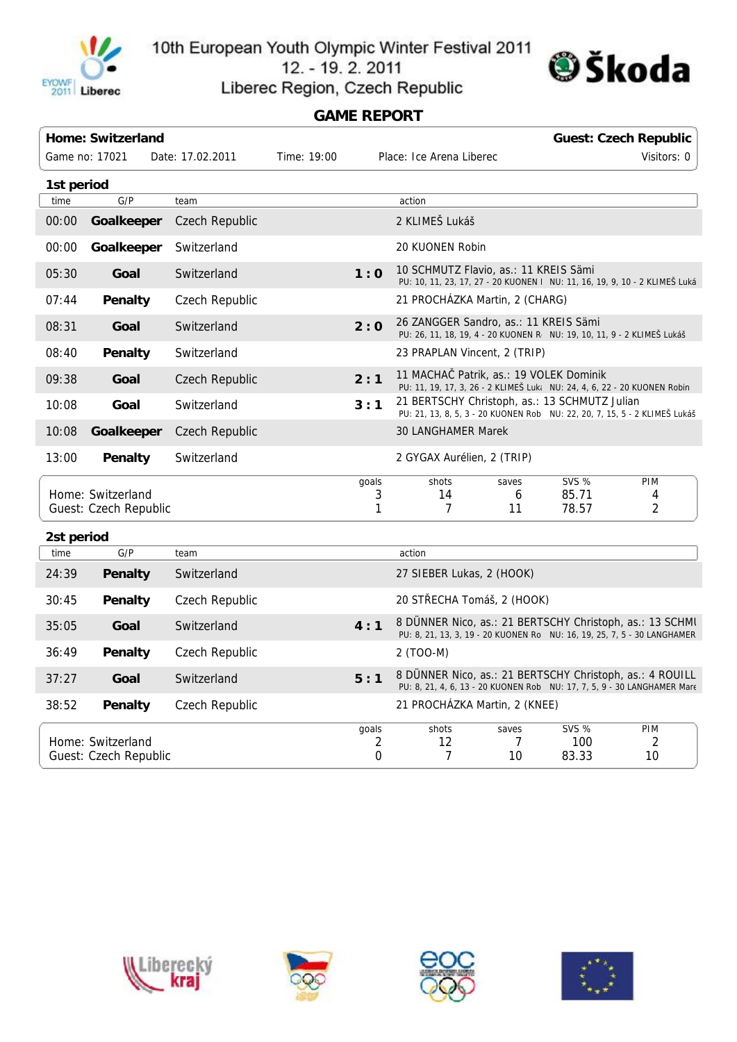# 10th European Youth Olympic Winter Festival 2011

12. - 19. 2. 2011

Liberec Region, Czech Republic

## GAME REPORT

| Home: Switzerland | | | | Guest: Czech Republic |
|---|---|---|---|---|
| Game no: 17021 | Date: 17.02.2011 | Time: 19:00 | Place: Ice Arena Liberec | Visitors: 0 |

### 1st period

| time | G/P | team | | action |
|---|---|---|---|---|
| 00:00 | **Goalkeeper** | Czech Republic | | 2 KLIMEŠ Lukáš |
| 00:00 | **Goalkeeper** | Switzerland | | 20 KUONEN Robin |
| 05:30 | **Goal** | Switzerland | **1 : 0** | 10 SCHMUTZ Flavio, as.: 11 KREIS Sämi<br>PU: 10, 11, 23, 17, 27 - 20 KUONEN I NU: 11, 16, 19, 9, 10 - 2 KLIMEŠ Luká |
| 07:44 | **Penalty** | Czech Republic | | 21 PROCHÁZKA Martin, 2 (CHARG) |
| 08:31 | **Goal** | Switzerland | **2 : 0** | 26 ZANGGER Sandro, as.: 11 KREIS Sämi<br>PU: 26, 11, 18, 19, 4 - 20 KUONEN R NU: 19, 10, 11, 9 - 2 KLIMEŠ Lukáš |
| 08:40 | **Penalty** | Switzerland | | 23 PRAPLAN Vincent, 2 (TRIP) |
| 09:38 | **Goal** | Czech Republic | **2 : 1** | 11 MACHAČ Patrik, as.: 19 VOLEK Dominik<br>PU: 11, 19, 17, 3, 26 - 2 KLIMEŠ Luk: NU: 24, 4, 6, 22 - 20 KUONEN Robin |
| 10:08 | **Goal** | Switzerland | **3 : 1** | 21 BERTSCHY Christoph, as.: 13 SCHMUTZ Julian<br>PU: 21, 13, 8, 5, 3 - 20 KUONEN Rob NU: 22, 20, 7, 15, 5 - 2 KLIMEŠ Lukáš |
| 10:08 | **Goalkeeper** | Czech Republic | | 30 LANGHAMER Marek |
| 13:00 | **Penalty** | Switzerland | | 2 GYGAX Aurélien, 2 (TRIP) |

| | goals | shots | saves | SVS % | PIM |
|---|---|---|---|---|---|
| Home: Switzerland | 3 | 14 | 6 | 85.71 | 4 |
| Guest: Czech Republic | 1 | 7 | 11 | 78.57 | 2 |

### 2st period

| time | G/P | team | | action |
|---|---|---|---|---|
| 24:39 | **Penalty** | Switzerland | | 27 SIEBER Lukas, 2 (HOOK) |
| 30:45 | **Penalty** | Czech Republic | | 20 STŘECHA Tomáš, 2 (HOOK) |
| 35:05 | **Goal** | Switzerland | **4 : 1** | 8 DÜNNER Nico, as.: 21 BERTSCHY Christoph, as.: 13 SCHMU<br>PU: 8, 21, 13, 3, 19 - 20 KUONEN Ro NU: 16, 19, 25, 7, 5 - 30 LANGHAMER |
| 36:49 | **Penalty** | Czech Republic | | 2 (TOO-M) |
| 37:27 | **Goal** | Switzerland | **5 : 1** | 8 DÜNNER Nico, as.: 21 BERTSCHY Christoph, as.: 4 ROUILL<br>PU: 8, 21, 4, 6, 13 - 20 KUONEN Rob NU: 17, 7, 5, 9 - 30 LANGHAMER Mare |
| 38:52 | **Penalty** | Czech Republic | | 21 PROCHÁZKA Martin, 2 (KNEE) |

| | goals | shots | saves | SVS % | PIM |
|---|---|---|---|---|---|
| Home: Switzerland | 2 | 12 | 7 | 100 | 2 |
| Guest: Czech Republic | 0 | 7 | 10 | 83.33 | 10 |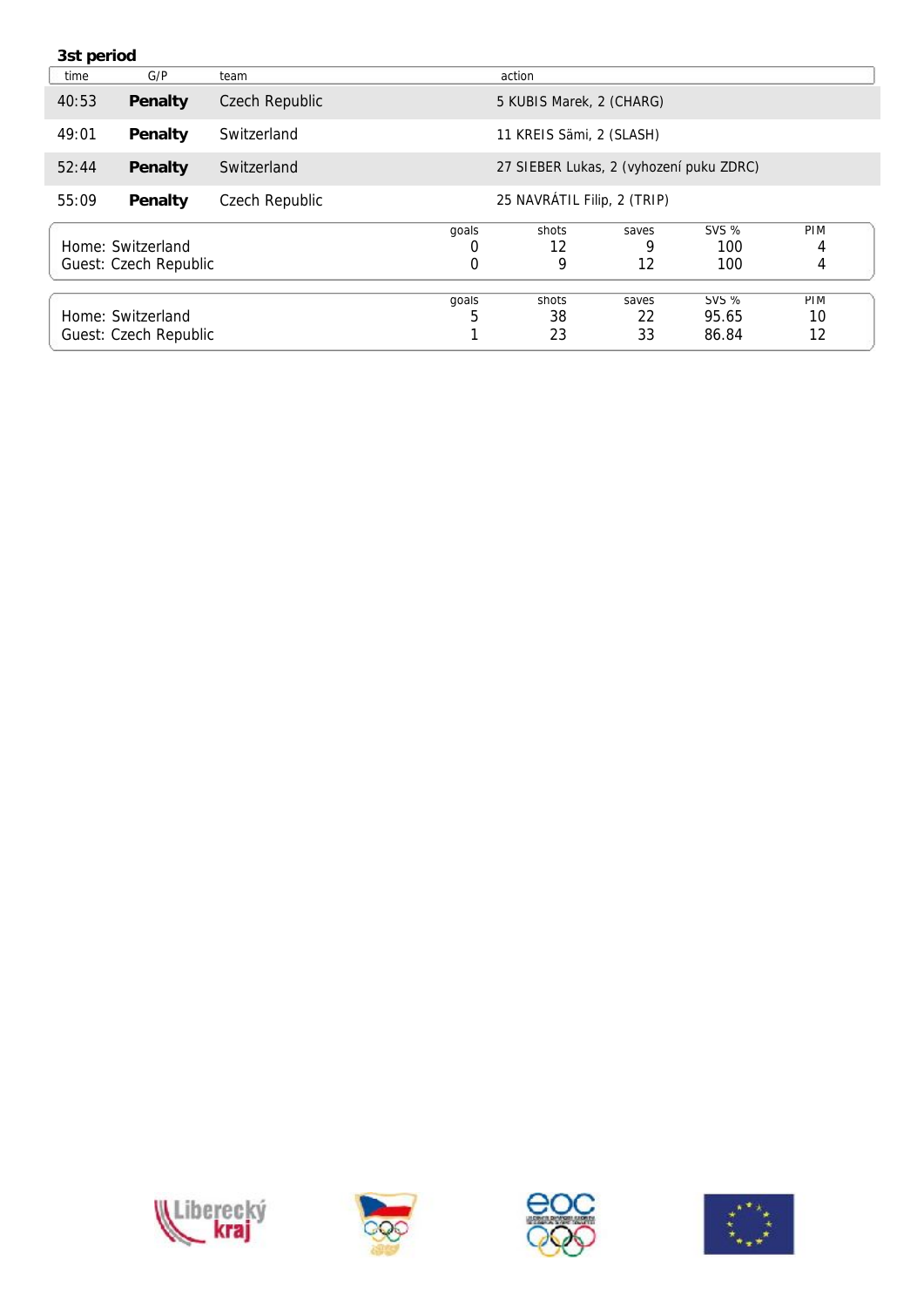### 3st period

| time | G/P | team | action |
|---|---|---|---|
| 40:53 | **Penalty** | Czech Republic | 5 KUBIS Marek, 2 (CHARG) |
| 49:01 | **Penalty** | Switzerland | 11 KREIS Sämi, 2 (SLASH) |
| 52:44 | **Penalty** | Switzerland | 27 SIEBER Lukas, 2 (vyhození puku ZDRC) |
| 55:09 | **Penalty** | Czech Republic | 25 NAVRÁTIL Filip, 2 (TRIP) |

| | goals | shots | saves | SVS % | PIM |
|---|---|---|---|---|---|
| Home: Switzerland | 0 | 12 | 9 | 100 | 4 |
| Guest: Czech Republic | 0 | 9 | 12 | 100 | 4 |

| | goals | shots | saves | SVS % | PIM |
|---|---|---|---|---|---|
| Home: Switzerland | 5 | 38 | 22 | 95.65 | 10 |
| Guest: Czech Republic | 1 | 23 | 33 | 86.84 | 12 |